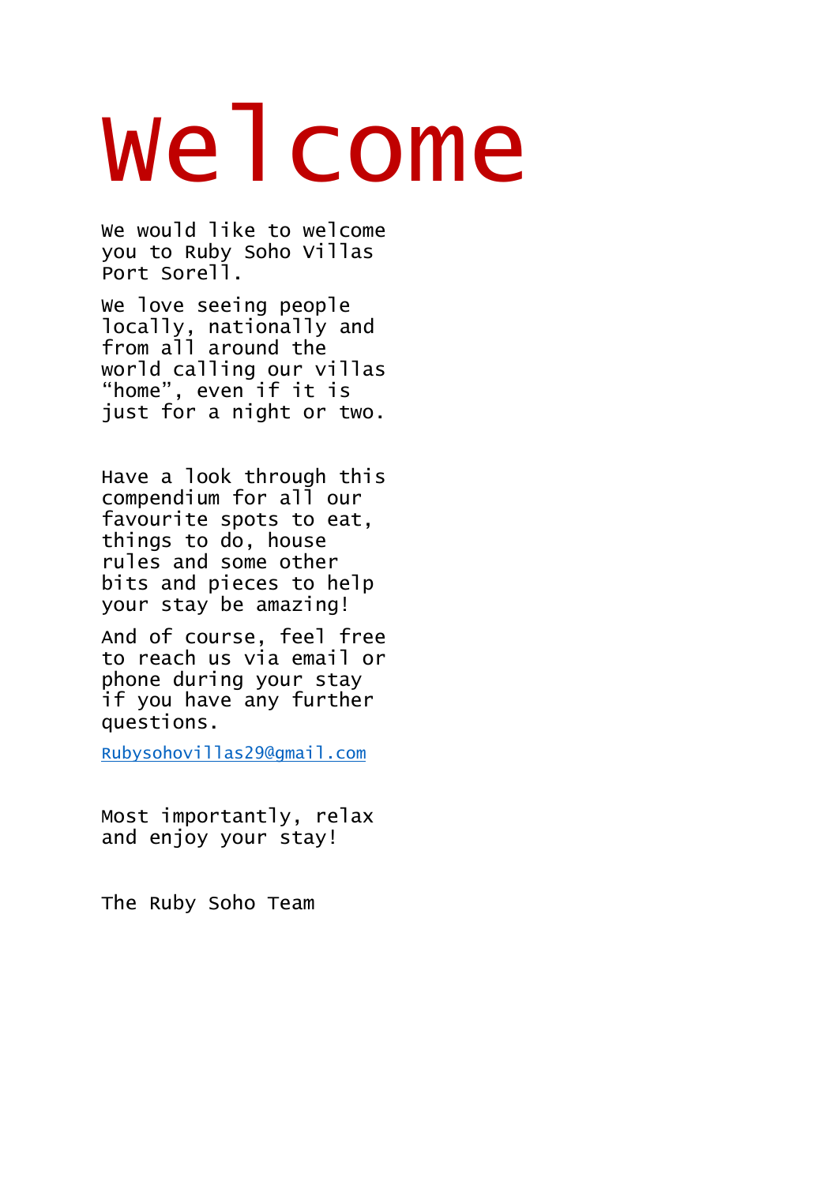# Welcome

We would like to welcome you to Ruby Soho Villas Port Sorell.

We love seeing people locally, nationally and from all around the world calling our villas “home”, even if it is just for a night or two.

Have a look through this compendium for all our favourite spots to eat, things to do, house rules and some other bits and pieces to help your stay be amazing!

And of course, feel free to reach us via email or phone during your stay if you have any further questions.

Rubysohovillas29@gmail.com

Most importantly, relax and enjoy your stay!

The Ruby Soho Team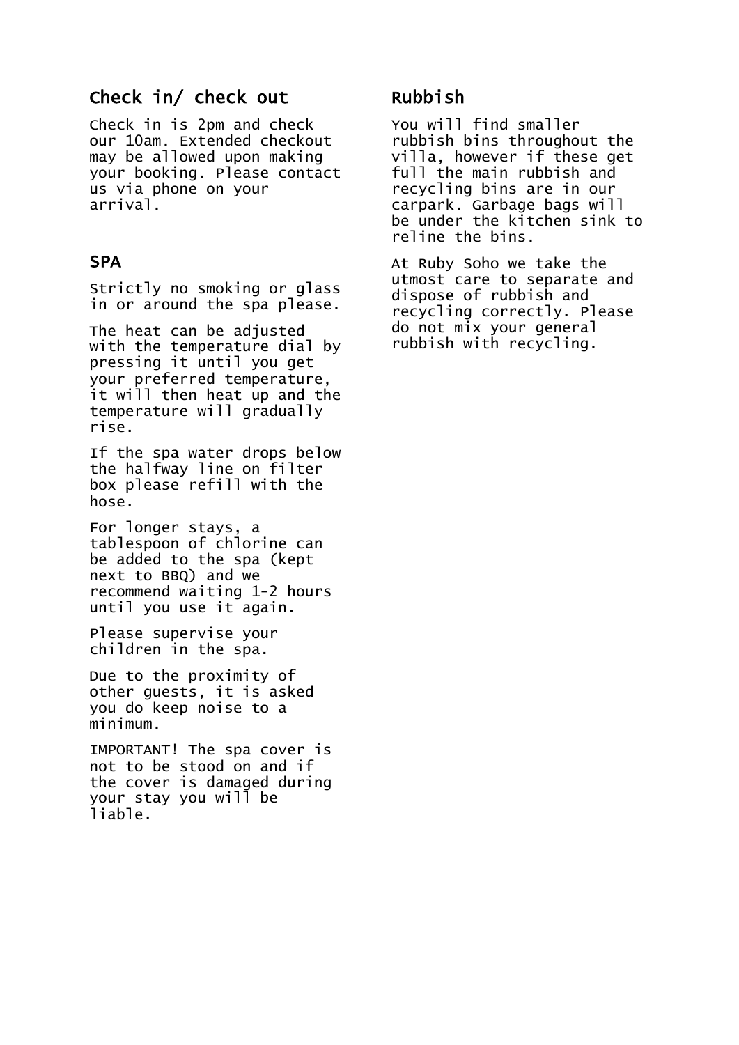## Check in/ check out

Check in is 2pm and check our 10am. Extended checkout may be allowed upon making your booking. Please contact us via phone on your arrival.

## SPA

Strictly no smoking or glass in or around the spa please.

The heat can be adjusted with the temperature dial by pressing it until you get your preferred temperature, it will then heat up and the temperature will gradually rise.

If the spa water drops below the halfway line on filter box please refill with the hose.

For longer stays, a tablespoon of chlorine can be added to the spa (kept next to BBQ) and we recommend waiting 1-2 hours until you use it again.

Please supervise your children in the spa.

Due to the proximity of other guests, it is asked you do keep noise to a minimum.

IMPORTANT! The spa cover is not to be stood on and if the cover is damaged during your stay you will be liable.

## Rubbish

You will find smaller rubbish bins throughout the villa, however if these get full the main rubbish and recycling bins are in our carpark. Garbage bags will be under the kitchen sink to reline the bins.

At Ruby Soho we take the utmost care to separate and dispose of rubbish and recycling correctly. Please do not mix your general rubbish with recycling.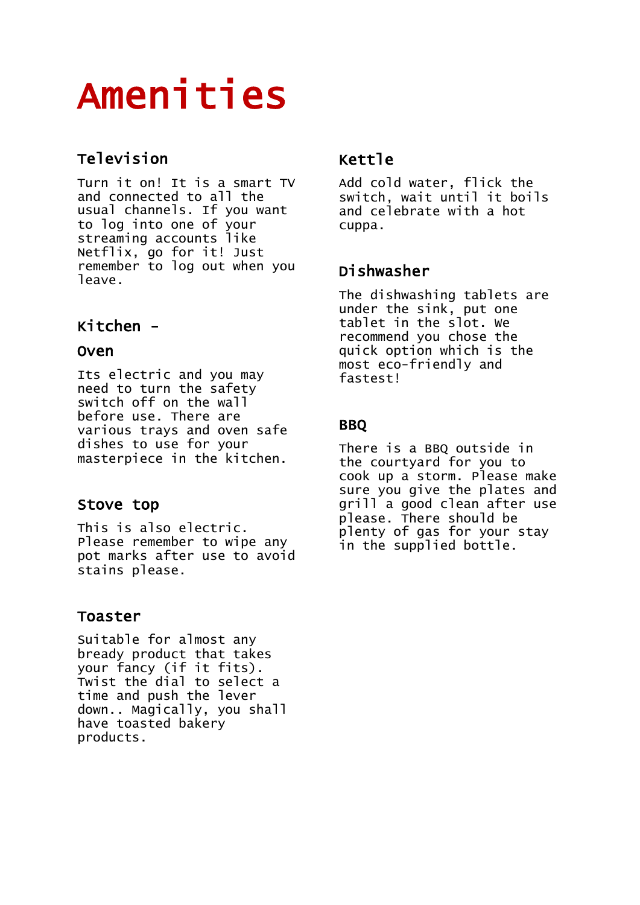# Amenities

## Television

Turn it on! It is a smart TV and connected to all the usual channels. If you want to log into one of your streaming accounts like Netflix, go for it! Just remember to log out when you leave.

## Kitchen -

### Oven

Its electric and you may need to turn the safety switch off on the wall before use. There are various trays and oven safe dishes to use for your masterpiece in the kitchen.

### Stove top

This is also electric. Please remember to wipe any pot marks after use to avoid stains please.

### Toaster

Suitable for almost any bready product that takes your fancy (if it fits). Twist the dial to select a time and push the lever down.. Magically, you shall have toasted bakery products.

### Kettle

Add cold water, flick the switch, wait until it boils and celebrate with a hot cuppa.

### Dishwasher

The dishwashing tablets are under the sink, put one tablet in the slot. We recommend you chose the quick option which is the most eco-friendly and fastest!

## BBQ

There is a BBQ outside in the courtyard for you to cook up a storm. Please make sure you give the plates and grill a good clean after use please. There should be plenty of gas for your stay in the supplied bottle.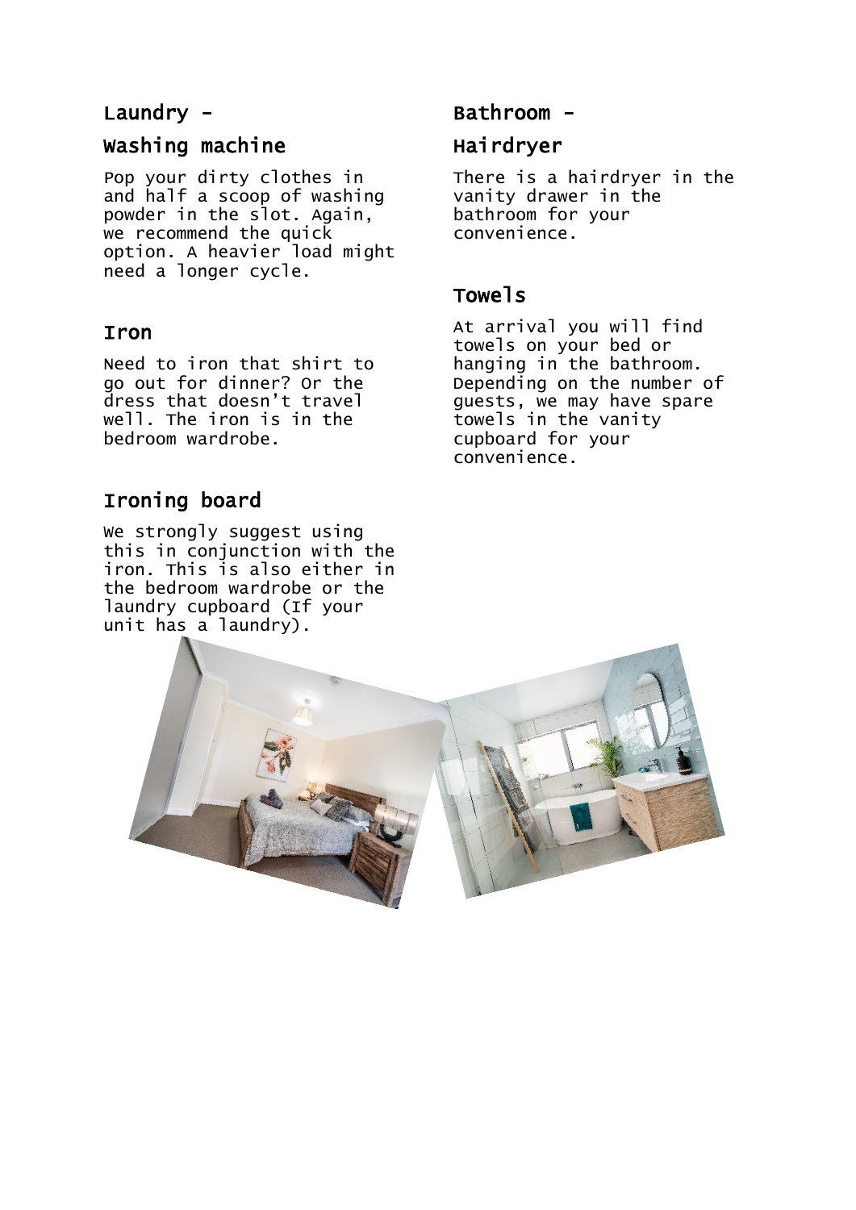## Laundry -

### Washing machine

Pop your dirty clothes in and half a scoop of washing powder in the slot. Again, we recommend the quick option. A heavier load might need a longer cycle.

### Iron

Need to iron that shirt to go out for dinner? Or the dress that doesn't travel well. The iron is in the bedroom wardrobe.

### Ironing board

We strongly suggest using this in conjunction with the iron. This is also either in the bedroom wardrobe or the laundry cupboard (If your unit has a laundry).

## Bathroom -

### Hairdryer

There is a hairdryer in the vanity drawer in the bathroom for your convenience.

### Towels

At arrival you will find towels on your bed or hanging in the bathroom. Depending on the number of guests, we may have spare towels in the vanity cupboard for your convenience.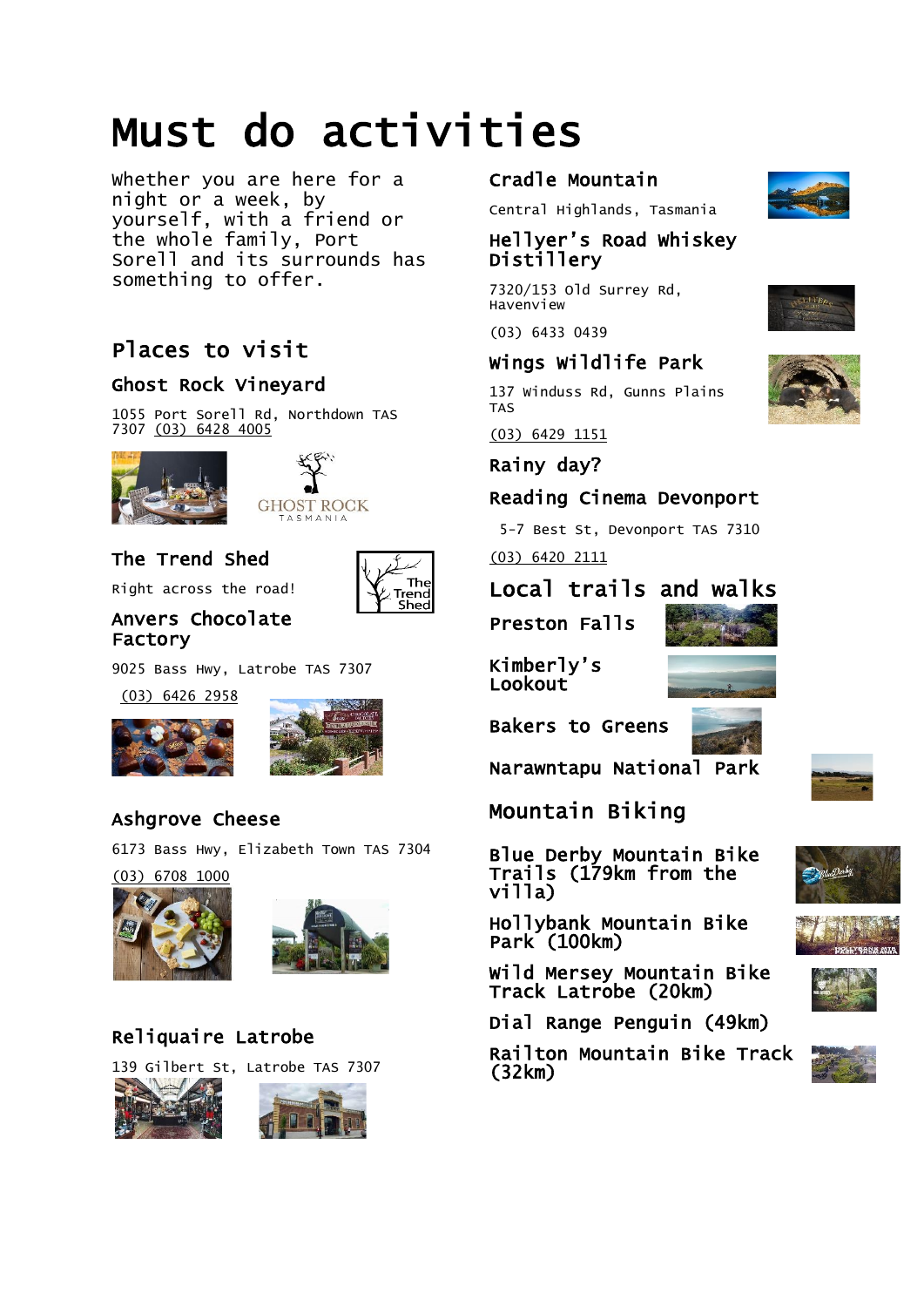# Must do activities

Whether you are here for a night or a week, by yourself, with a friend or the whole family, Port Sorell and its surrounds has something to offer.

## Places to visit

### Ghost Rock Vineyard

1055 Port Sorell Rd, Northdown TAS 7307 (03) 6428 4005

### The Trend Shed

Right across the road!

### Anvers Chocolate Factory

9025 Bass Hwy, Latrobe TAS 7307

(03) 6426 2958

### Ashgrove Cheese

6173 Bass Hwy, Elizabeth Town TAS 7304

(03) 6708 1000

### Reliquaire Latrobe

139 Gilbert St, Latrobe TAS 7307

### Cradle Mountain

Central Highlands, Tasmania

### Hellyer's Road Whiskey Distillery

7320/153 Old Surrey Rd, Havenview

(03) 6433 0439

### Wings Wildlife Park

137 Winduss Rd, Gunns Plains TAS

(03) 6429 1151

### Rainy day?

### Reading Cinema Devonport

5-7 Best St, Devonport TAS 7310

(03) 6420 2111

## Local trails and walks

### Preston Falls

### Kimberly's Lookout

### Bakers to Greens

### Narawntapu National Park

## Mountain Biking

### Blue Derby Mountain Bike Trails (179km from the villa)

### Hollybank Mountain Bike Park (100km)

### Wild Mersey Mountain Bike Track Latrobe (20km)

### Dial Range Penguin (49km)

### Railton Mountain Bike Track (32km)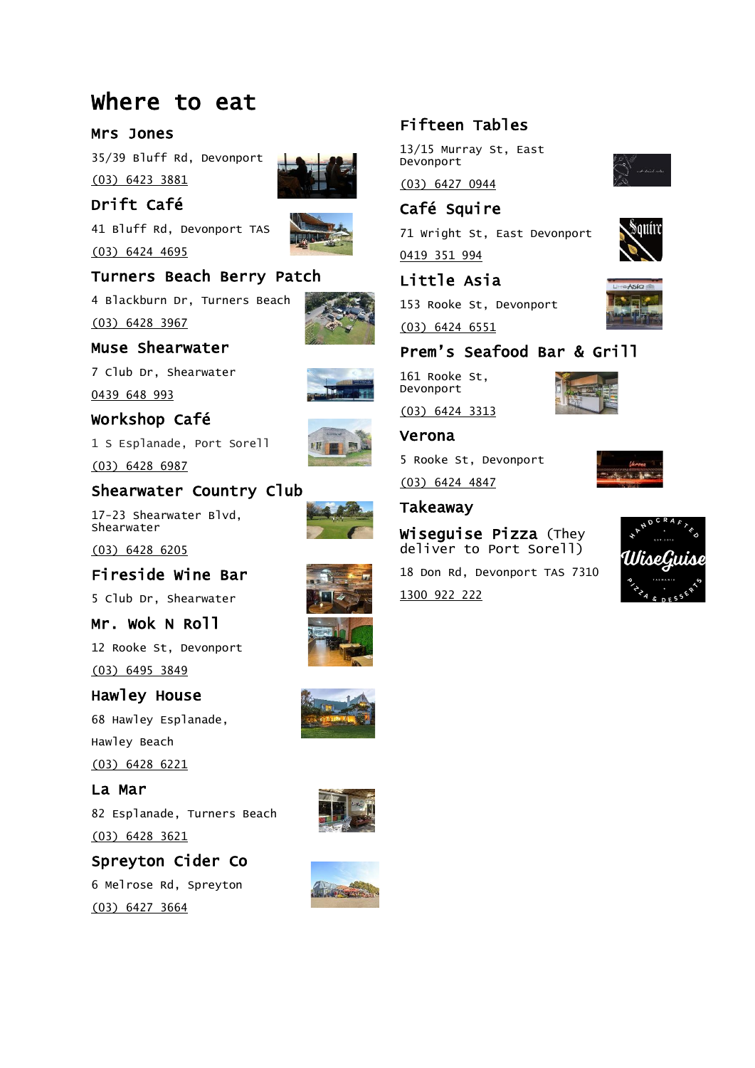# Where to eat

## Mrs Jones

35/39 Bluff Rd, Devonport

(03) 6423 3881

## Drift Café

41 Bluff Rd, Devonport TAS

(03) 6424 4695

## Turners Beach Berry Patch

4 Blackburn Dr, Turners Beach

(03) 6428 3967

## Muse Shearwater

7 Club Dr, Shearwater

0439 648 993

## Workshop Café

1 S Esplanade, Port Sorell

(03) 6428 6987

## Shearwater Country Club

17-23 Shearwater Blvd, Shearwater

(03) 6428 6205

## Fireside Wine Bar

5 Club Dr, Shearwater

## Mr. Wok N Roll

12 Rooke St, Devonport

(03) 6495 3849

## Hawley House

68 Hawley Esplanade,

Hawley Beach

(03) 6428 6221

## La Mar

82 Esplanade, Turners Beach

(03) 6428 3621

## Spreyton Cider Co

6 Melrose Rd, Spreyton

(03) 6427 3664

## Fifteen Tables

13/15 Murray St, East Devonport

(03) 6427 0944

## Café Squire

71 Wright St, East Devonport

0419 351 994

## Little Asia

153 Rooke St, Devonport

(03) 6424 6551

## Prem's Seafood Bar & Grill

161 Rooke St, Devonport

(03) 6424 3313

## Verona

5 Rooke St, Devonport

(03) 6424 4847

## Takeaway

**Wiseguise Pizza** (They deliver to Port Sorell)

18 Don Rd, Devonport TAS 7310

1300 922 222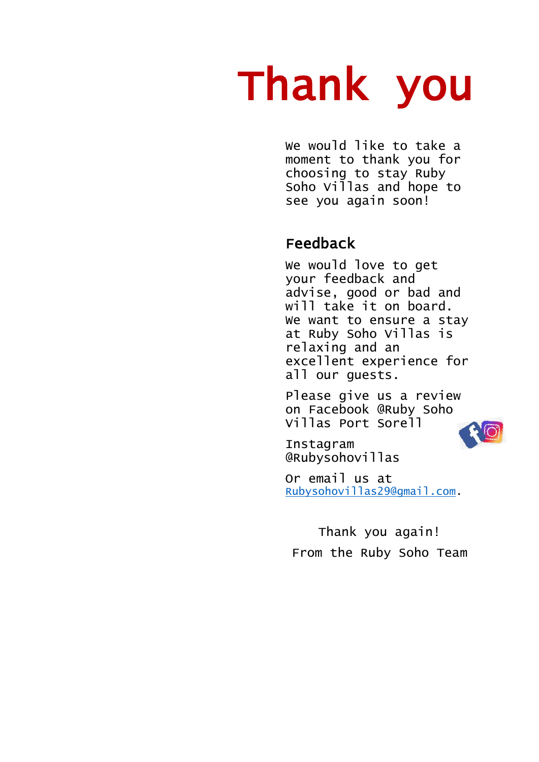# Thank you

We would like to take a moment to thank you for choosing to stay Ruby Soho Villas and hope to see you again soon!

## Feedback

We would love to get your feedback and advise, good or bad and will take it on board. We want to ensure a stay at Ruby Soho Villas is relaxing and an excellent experience for all our guests.

Please give us a review on Facebook @Ruby Soho Villas Port Sorell

Instagram @Rubysohovillas

Or email us at Rubysohovillas29@gmail.com.

Thank you again!

From the Ruby Soho Team